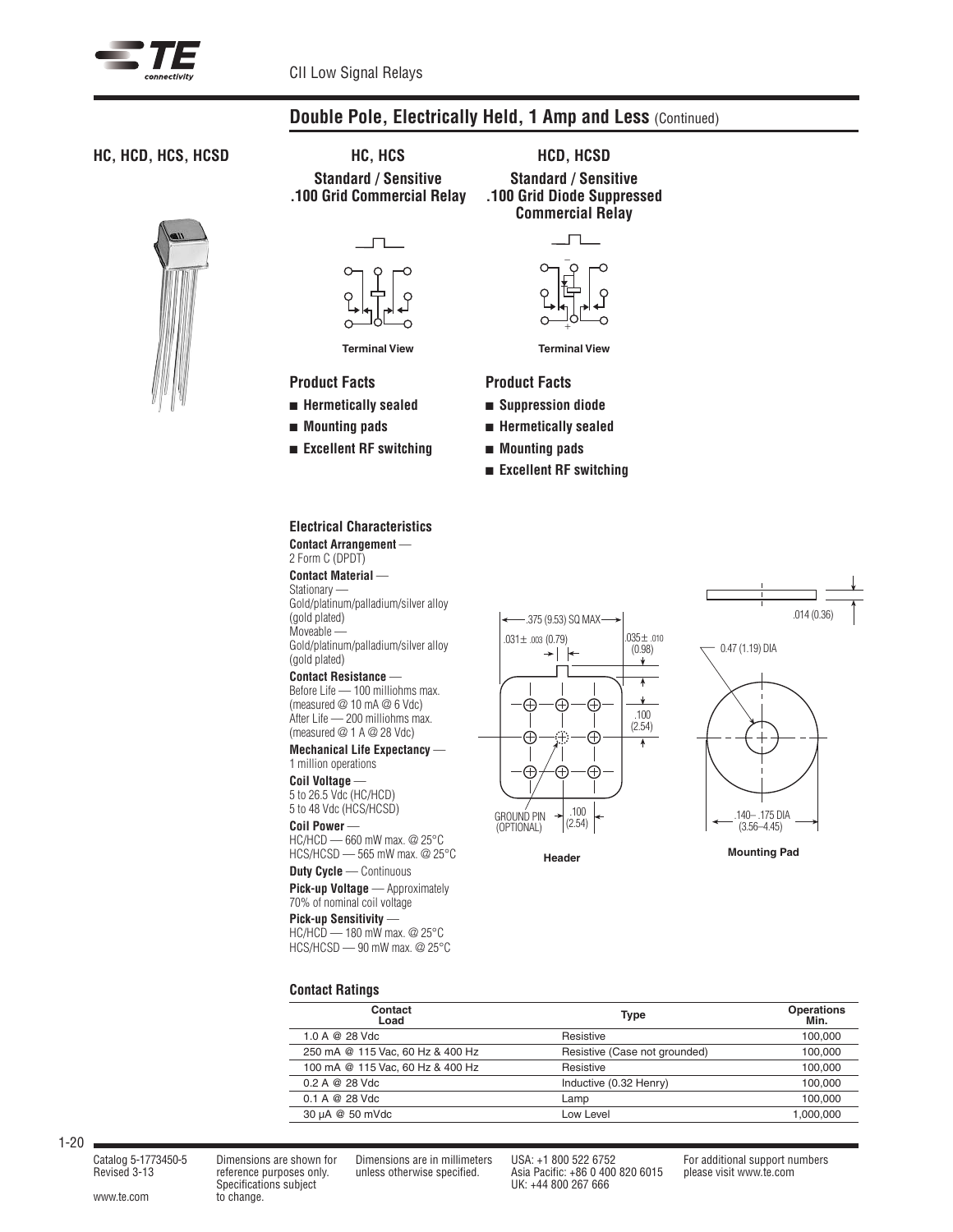## Double Pole, Electrically Held, 1 Amp and Less (Continued)

### HC, HCD, HCS, HCSD

#### HC, HCS

**Standard / Sensitive .100 Grid Commercial Relay**

Terminal View

**Product Facts**

- **Hermetically sealed**
- **Mounting pads**
- **Excellent RF switching**

#### HCD, HCSD

**Standard / Sensitive .100 Grid Diode Suppressed Commercial Relay**

Terminal View

**Product Facts**

- **Suppression diode**
- **Hermetically sealed**
- **Mounting pads**
- **Excellent RF switching**

### Electrical Characteristics

**Contact Arrangement** — 2 Form C (DPDT)

**Contact Material** —
Stationary — Gold/platinum/palladium/silver alloy (gold plated)
Moveable — Gold/platinum/palladium/silver alloy (gold plated)

**Contact Resistance** —
Before Life — 100 milliohms max. (measured @ 10 mA @ 6 Vdc)
After Life — 200 milliohms max. (measured @ 1 A @ 28 Vdc)

**Mechanical Life Expectancy** — 1 million operations

**Coil Voltage** —
5 to 26.5 Vdc (HC/HCD)
5 to 48 Vdc (HCS/HCSD)

**Coil Power** —
HC/HCD — 660 mW max. @ 25°C
HCS/HCSD — 565 mW max. @ 25°C

**Duty Cycle** — Continuous

**Pick-up Voltage** — Approximately 70% of nominal coil voltage

**Pick-up Sensitivity** —
HC/HCD — 180 mW max. @ 25°C
HCS/HCSD — 90 mW max. @ 25°C

.375 (9.53) SQ MAX
.031± .003 (0.79)
.035± .010 (0.98)
.100 (2.54)
.100 (2.54)
GROUND PIN (OPTIONAL)

Header

.014 (0.36)
0.47 (1.19) DIA
.140–.175 DIA (3.56–4.45)

Mounting Pad

### Contact Ratings

| Contact Load | Type | Operations Min. |
|---|---|---|
| 1.0 A @ 28 Vdc | Resistive | 100,000 |
| 250 mA @ 115 Vac, 60 Hz & 400 Hz | Resistive (Case not grounded) | 100,000 |
| 100 mA @ 115 Vac, 60 Hz & 400 Hz | Resistive | 100,000 |
| 0.2 A @ 28 Vdc | Inductive (0.32 Henry) | 100,000 |
| 0.1 A @ 28 Vdc | Lamp | 100,000 |
| 30 µA @ 50 mVdc | Low Level | 1,000,000 |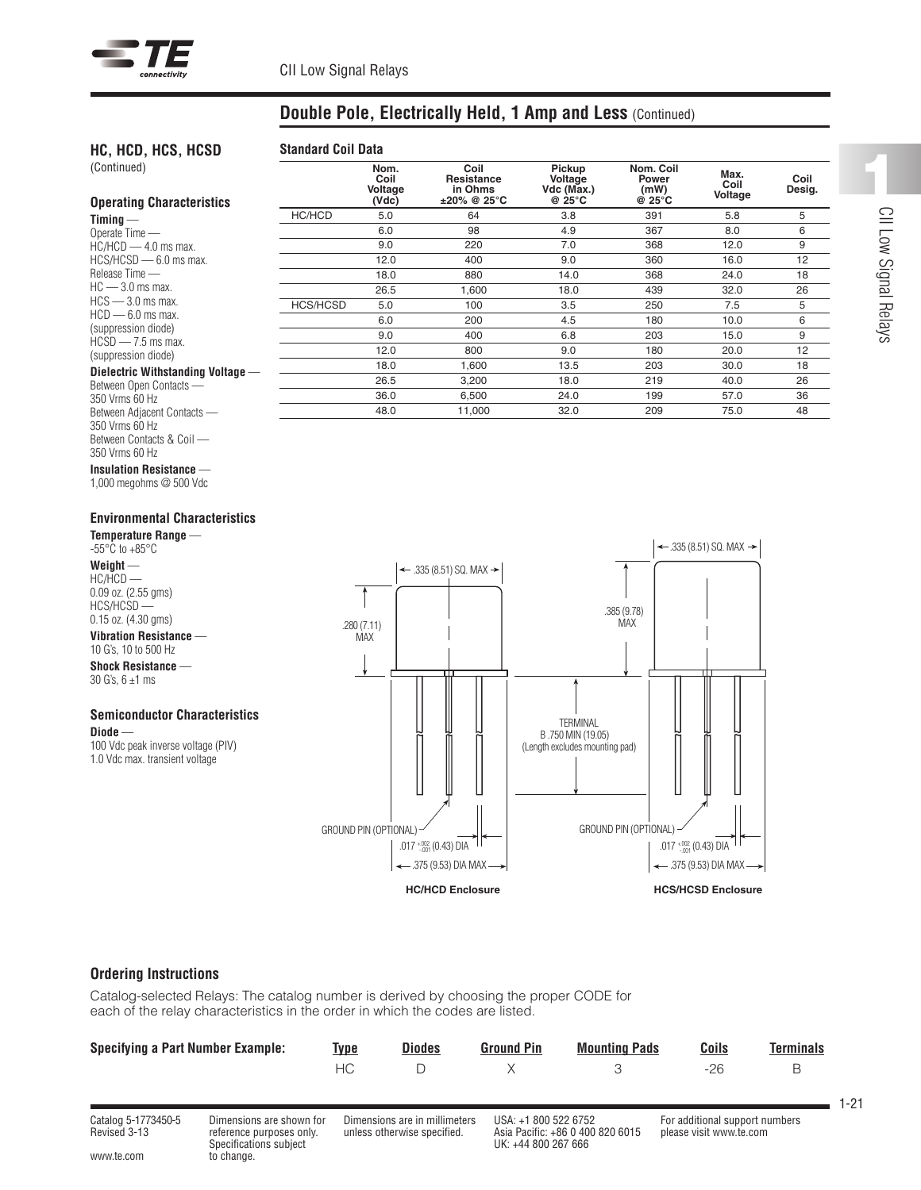## Double Pole, Electrically Held, 1 Amp and Less (Continued)

### HC, HCD, HCS, HCSD
(Continued)

#### Operating Characteristics

**Timing** —
Operate Time —
HC/HCD — 4.0 ms max.
HCS/HCSD — 6.0 ms max.
Release Time —
HC — 3.0 ms max.
HCS — 3.0 ms max.
HCD — 6.0 ms max.
(suppression diode)
HCSD — 7.5 ms max.
(suppression diode)

**Dielectric Withstanding Voltage** —
Between Open Contacts —
350 Vrms 60 Hz
Between Adjacent Contacts —
350 Vrms 60 Hz
Between Contacts & Coil —
350 Vrms 60 Hz

**Insulation Resistance** —
1,000 megohms @ 500 Vdc

#### Environmental Characteristics

**Temperature Range** —
-55°C to +85°C

**Weight** —
HC/HCD —
0.09 oz. (2.55 gms)
HCS/HCSD —
0.15 oz. (4.30 gms)

**Vibration Resistance** —
10 G's, 10 to 500 Hz

**Shock Resistance** —
30 G's, 6 ±1 ms

#### Semiconductor Characteristics

**Diode** —
100 Vdc peak inverse voltage (PIV)
1.0 Vdc max. transient voltage

#### Standard Coil Data

| | Nom. Coil Voltage (Vdc) | Coil Resistance in Ohms ±20% @ 25°C | Pickup Voltage Vdc (Max.) @ 25°C | Nom. Coil Power (mW) @ 25°C | Max. Coil Voltage | Coil Desig. |
|---|---|---|---|---|---|---|
| HC/HCD | 5.0 | 64 | 3.8 | 391 | 5.8 | 5 |
| | 6.0 | 98 | 4.9 | 367 | 8.0 | 6 |
| | 9.0 | 220 | 7.0 | 368 | 12.0 | 9 |
| | 12.0 | 400 | 9.0 | 360 | 16.0 | 12 |
| | 18.0 | 880 | 14.0 | 368 | 24.0 | 18 |
| | 26.5 | 1,600 | 18.0 | 439 | 32.0 | 26 |
| HCS/HCSD | 5.0 | 100 | 3.5 | 250 | 7.5 | 5 |
| | 6.0 | 200 | 4.5 | 180 | 10.0 | 6 |
| | 9.0 | 400 | 6.8 | 203 | 15.0 | 9 |
| | 12.0 | 800 | 9.0 | 180 | 20.0 | 12 |
| | 18.0 | 1,600 | 13.5 | 203 | 30.0 | 18 |
| | 26.5 | 3,200 | 18.0 | 219 | 40.0 | 26 |
| | 36.0 | 6,500 | 24.0 | 199 | 57.0 | 36 |
| | 48.0 | 11,000 | 32.0 | 209 | 75.0 | 48 |

.335 (8.51) SQ. MAX
.280 (7.11) MAX
GROUND PIN (OPTIONAL)
.017 $^{+.002}_{-.001}$ (0.43) DIA
.375 (9.53) DIA MAX
TERMINAL
B .750 MIN (19.05)
(Length excludes mounting pad)

**HC/HCD Enclosure**

.335 (8.51) SQ. MAX
.385 (9.78) MAX
GROUND PIN (OPTIONAL)
.017 $^{+.002}_{-.001}$ (0.43) DIA
.375 (9.53) DIA MAX

**HCS/HCSD Enclosure**

### Ordering Instructions

Catalog-selected Relays: The catalog number is derived by choosing the proper CODE for each of the relay characteristics in the order in which the codes are listed.

| Specifying a Part Number Example: | Type | Diodes | Ground Pin | Mounting Pads | Coils | Terminals |
|---|---|---|---|---|---|---|
| | HC | D | X | 3 | -26 | B |

Catalog 5-1773450-5
Revised 3-13

www.te.com

Dimensions are shown for reference purposes only. Specifications subject to change.

Dimensions are in millimeters unless otherwise specified.

USA: +1 800 522 6752
Asia Pacific: +86 0 400 820 6015
UK: +44 800 267 666

For additional support numbers please visit www.te.com